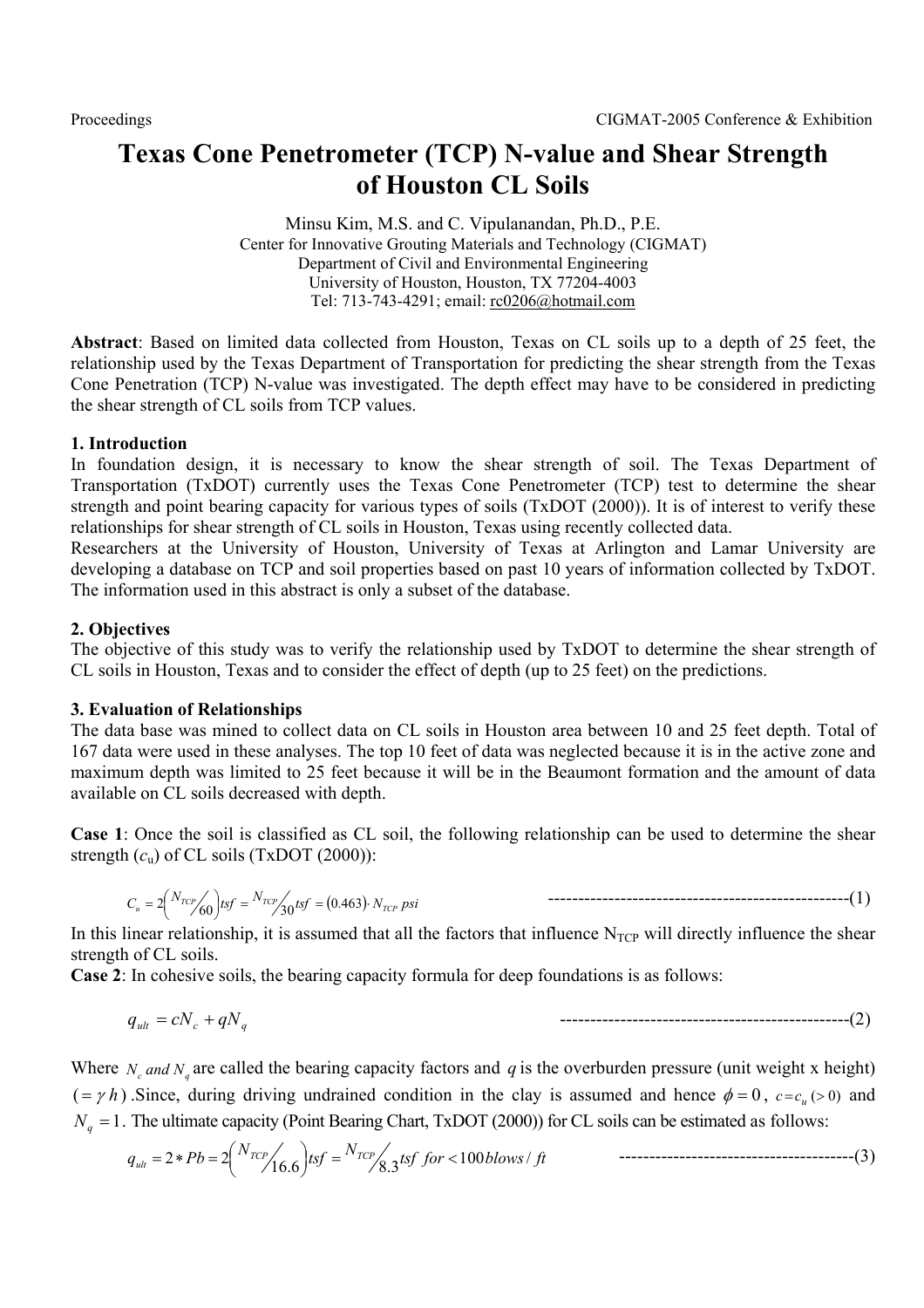# Texas Cone Penetrometer (TCP) N-value and Shear Strength of Houston CL Soils

Minsu Kim, M.S. and C. Vipulanandan, Ph.D., P.E.
Center for Innovative Grouting Materials and Technology (CIGMAT)
Department of Civil and Environmental Engineering
University of Houston, Houston, TX 77204-4003
Tel: 713-743-4291; email: rc0206@hotmail.com

**Abstract**: Based on limited data collected from Houston, Texas on CL soils up to a depth of 25 feet, the relationship used by the Texas Department of Transportation for predicting the shear strength from the Texas Cone Penetration (TCP) N-value was investigated. The depth effect may have to be considered in predicting the shear strength of CL soils from TCP values.

## 1. Introduction

In foundation design, it is necessary to know the shear strength of soil. The Texas Department of Transportation (TxDOT) currently uses the Texas Cone Penetrometer (TCP) test to determine the shear strength and point bearing capacity for various types of soils (TxDOT (2000)). It is of interest to verify these relationships for shear strength of CL soils in Houston, Texas using recently collected data.

Researchers at the University of Houston, University of Texas at Arlington and Lamar University are developing a database on TCP and soil properties based on past 10 years of information collected by TxDOT. The information used in this abstract is only a subset of the database.

## 2. Objectives

The objective of this study was to verify the relationship used by TxDOT to determine the shear strength of CL soils in Houston, Texas and to consider the effect of depth (up to 25 feet) on the predictions.

## 3. Evaluation of Relationships

The data base was mined to collect data on CL soils in Houston area between 10 and 25 feet depth. Total of 167 data were used in these analyses. The top 10 feet of data was neglected because it is in the active zone and maximum depth was limited to 25 feet because it will be in the Beaumont formation and the amount of data available on CL soils decreased with depth.

**Case 1**: Once the soil is classified as CL soil, the following relationship can be used to determine the shear strength ($c_u$) of CL soils (TxDOT (2000)):

$$C_u = 2\left(\frac{N_{TCP}}{60}\right)tsf = \frac{N_{TCP}}{30}tsf = (0.463)\cdot N_{TCP}\ psi \quad \text{-------------------------------------------------(1)}$$

In this linear relationship, it is assumed that all the factors that influence $N_{TCP}$ will directly influence the shear strength of CL soils.

**Case 2**: In cohesive soils, the bearing capacity formula for deep foundations is as follows:

$$q_{ult} = cN_c + qN_q \quad \text{-----------------------------------------------(2)}$$

Where $N_c$ *and* $N_q$ are called the bearing capacity factors and $q$ is the overburden pressure (unit weight x height) $(= \gamma h)$ .Since, during driving undrained condition in the clay is assumed and hence $\phi = 0$, $c = c_u\ (>0)$ and $N_q = 1$. The ultimate capacity (Point Bearing Chart, TxDOT (2000)) for CL soils can be estimated as follows:

$$q_{ult} = 2 * Pb = 2\left(\frac{N_{TCP}}{16.6}\right)tsf = \frac{N_{TCP}}{8.3}tsf\ \ for < 100\,blows/ft \quad \text{--------------------------------------(3)}$$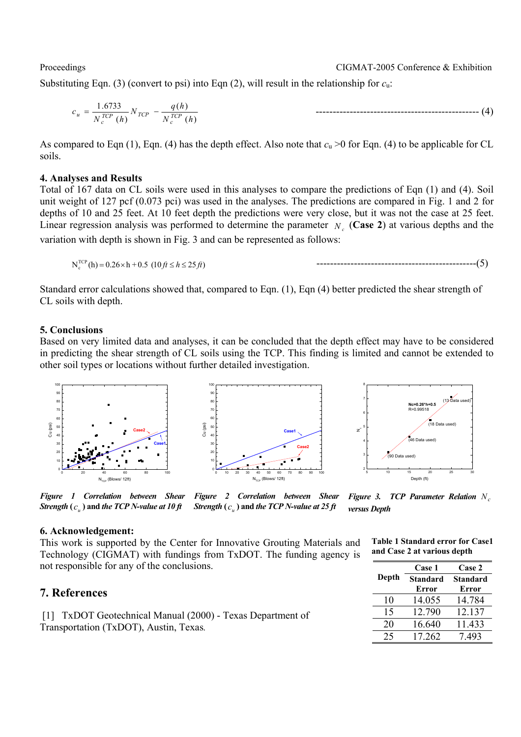Substituting Eqn. (3) (convert to psi) into Eqn (2), will result in the relationship for $c_u$:

$$c_u = \frac{1.6733}{N_c^{TCP}(h)} N_{TCP} - \frac{q(h)}{N_c^{TCP}(h)} \quad \text{------------------------------------------------ (4)}$$

As compared to Eqn (1), Eqn. (4) has the depth effect. Also note that $c_u > 0$ for Eqn. (4) to be applicable for CL soils.

## 4. Analyses and Results

Total of 167 data on CL soils were used in this analyses to compare the predictions of Eqn (1) and (4). Soil unit weight of 127 pcf (0.073 pci) was used in the analyses. The predictions are compared in Fig. 1 and 2 for depths of 10 and 25 feet. At 10 feet depth the predictions were very close, but it was not the case at 25 feet. Linear regression analysis was performed to determine the parameter $N_c$ (**Case 2**) at various depths and the variation with depth is shown in Fig. 3 and can be represented as follows:

$$N_c^{TCP}(h) = 0.26 \times h + 0.5 \quad (10\,ft \le h \le 25\,ft) \quad \text{-----------------------------------------------(5)}$$

Standard error calculations showed that, compared to Eqn. (1), Eqn (4) better predicted the shear strength of CL soils with depth.

## 5. Conclusions

Based on very limited data and analyses, it can be concluded that the depth effect may have to be considered in predicting the shear strength of CL soils using the TCP. This finding is limited and cannot be extended to other soil types or locations without further detailed investigation.

Cu (psi)
Case2
Case1
N$_{TCP}$ (Blows/ 12ft)

***Figure 1 Correlation between Shear Strength ($c_u$) and the TCP N-value at 10 ft***

Cu (psi)
Case1
Case2
N$_{TCP}$ (Blows/ 12ft)

***Figure 2 Correlation between Shear Strength ($c_u$) and the TCP N-value at 25 ft***

Nc=0.26*h+0.5
R=0.99518
(13 Data used)
(18 Data used)
(46 Data used)
(90 Data used)
Depth (ft)

***Figure 3. TCP Parameter Relation $N_c$ versus Depth***

## 6. Acknowledgement:

This work is supported by the Center for Innovative Grouting Materials and Technology (CIGMAT) with fundings from TxDOT. The funding agency is not responsible for any of the conclusions.

**Table 1 Standard error for Case1 and Case 2 at various depth**

| Depth | Case 1 Standard Error | Case 2 Standard Error |
|---|---|---|
| 10 | 14.055 | 14.784 |
| 15 | 12.790 | 12.137 |
| 20 | 16.640 | 11.433 |
| 25 | 17.262 | 7.493 |

## 7. References

[1] TxDOT Geotechnical Manual (2000) - Texas Department of Transportation (TxDOT), Austin, Texas.